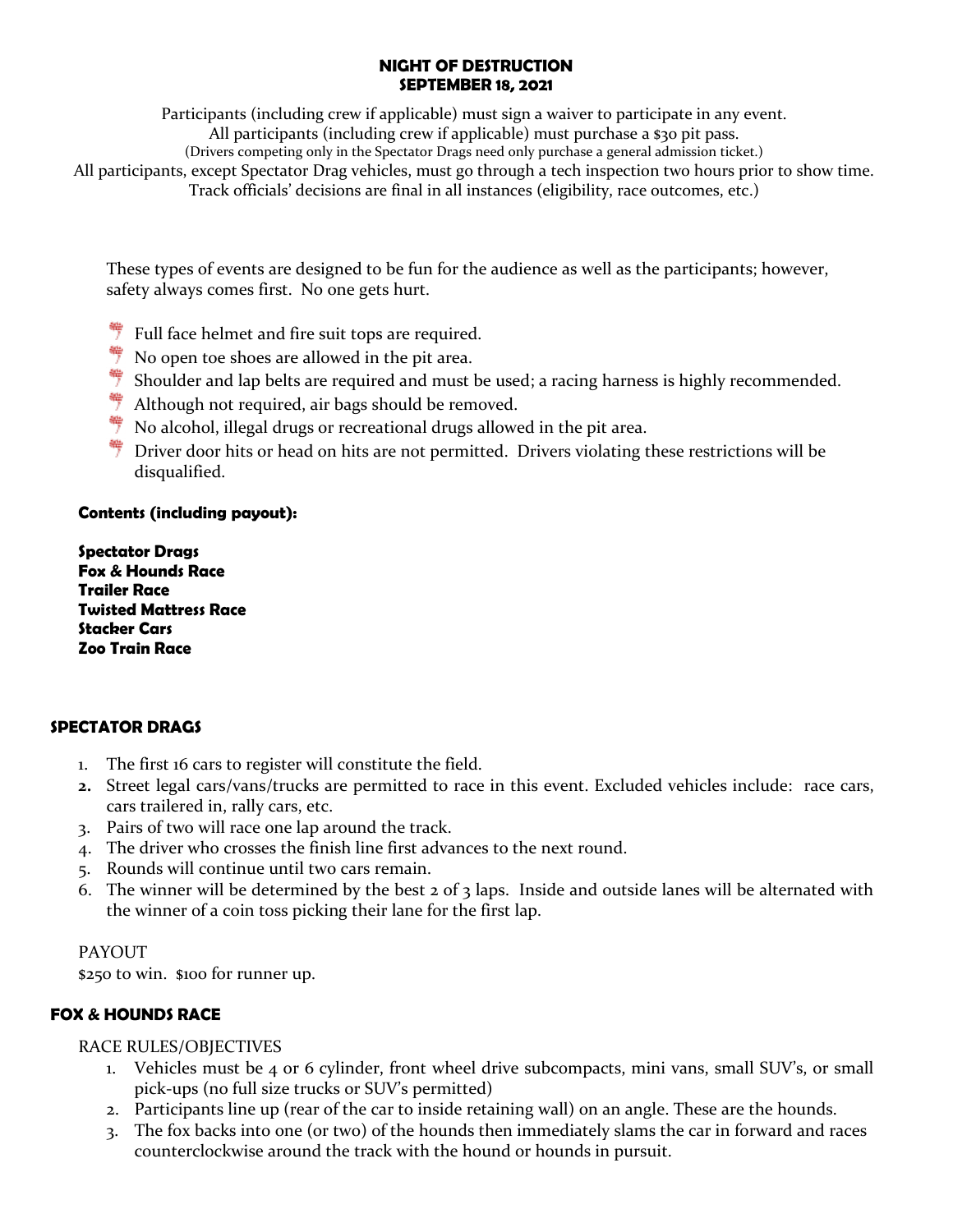# NIGHT OF DESTRUCTION
## SEPTEMBER 18, 2021

Participants (including crew if applicable) must sign a waiver to participate in any event.
All participants (including crew if applicable) must purchase a $30 pit pass.
(Drivers competing only in the Spectator Drags need only purchase a general admission ticket.)
All participants, except Spectator Drag vehicles, must go through a tech inspection two hours prior to show time.
Track officials' decisions are final in all instances (eligibility, race outcomes, etc.)

These types of events are designed to be fun for the audience as well as the participants; however, safety always comes first. No one gets hurt.

- Full face helmet and fire suit tops are required.
- No open toe shoes are allowed in the pit area.
- Shoulder and lap belts are required and must be used; a racing harness is highly recommended.
- Although not required, air bags should be removed.
- No alcohol, illegal drugs or recreational drugs allowed in the pit area.
- Driver door hits or head on hits are not permitted. Drivers violating these restrictions will be disqualified.

**Contents (including payout):**

**Spectator Drags**
**Fox & Hounds Race**
**Trailer Race**
**Twisted Mattress Race**
**Stacker Cars**
**Zoo Train Race**

## SPECTATOR DRAGS

1. The first 16 cars to register will constitute the field.
2. Street legal cars/vans/trucks are permitted to race in this event. Excluded vehicles include: race cars, cars trailered in, rally cars, etc.
3. Pairs of two will race one lap around the track.
4. The driver who crosses the finish line first advances to the next round.
5. Rounds will continue until two cars remain.
6. The winner will be determined by the best 2 of 3 laps. Inside and outside lanes will be alternated with the winner of a coin toss picking their lane for the first lap.

PAYOUT
$250 to win. $100 for runner up.

## FOX & HOUNDS RACE

RACE RULES/OBJECTIVES

1. Vehicles must be 4 or 6 cylinder, front wheel drive subcompacts, mini vans, small SUV's, or small pick-ups (no full size trucks or SUV's permitted)
2. Participants line up (rear of the car to inside retaining wall) on an angle. These are the hounds.
3. The fox backs into one (or two) of the hounds then immediately slams the car in forward and races counterclockwise around the track with the hound or hounds in pursuit.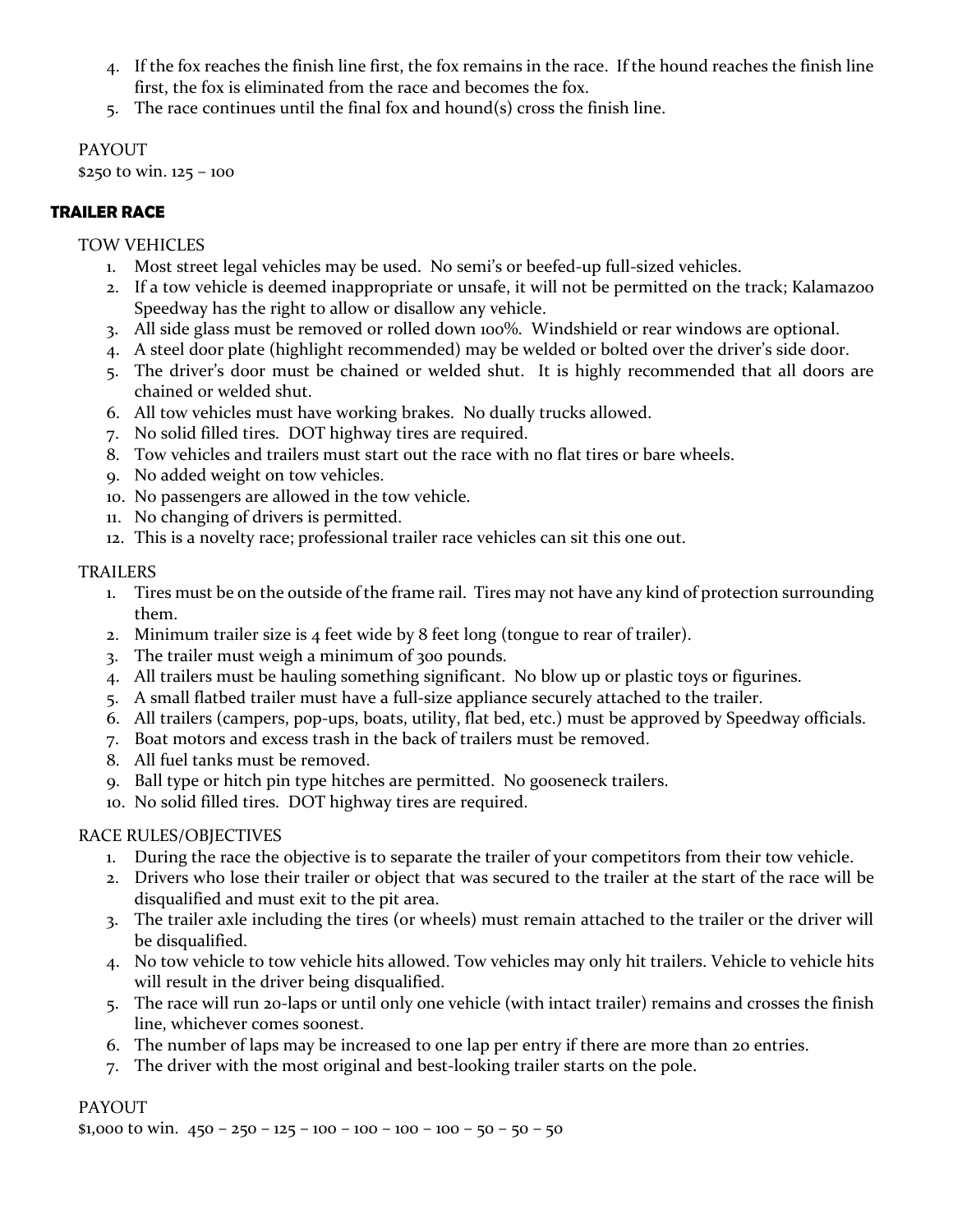4. If the fox reaches the finish line first, the fox remains in the race. If the hound reaches the finish line first, the fox is eliminated from the race and becomes the fox.
5. The race continues until the final fox and hound(s) cross the finish line.

PAYOUT

$250 to win. 125 – 100

## TRAILER RACE

TOW VEHICLES

1. Most street legal vehicles may be used. No semi's or beefed-up full-sized vehicles.
2. If a tow vehicle is deemed inappropriate or unsafe, it will not be permitted on the track; Kalamazoo Speedway has the right to allow or disallow any vehicle.
3. All side glass must be removed or rolled down 100%. Windshield or rear windows are optional.
4. A steel door plate (highlight recommended) may be welded or bolted over the driver's side door.
5. The driver's door must be chained or welded shut. It is highly recommended that all doors are chained or welded shut.
6. All tow vehicles must have working brakes. No dually trucks allowed.
7. No solid filled tires. DOT highway tires are required.
8. Tow vehicles and trailers must start out the race with no flat tires or bare wheels.
9. No added weight on tow vehicles.
10. No passengers are allowed in the tow vehicle.
11. No changing of drivers is permitted.
12. This is a novelty race; professional trailer race vehicles can sit this one out.

TRAILERS

1. Tires must be on the outside of the frame rail. Tires may not have any kind of protection surrounding them.
2. Minimum trailer size is 4 feet wide by 8 feet long (tongue to rear of trailer).
3. The trailer must weigh a minimum of 300 pounds.
4. All trailers must be hauling something significant. No blow up or plastic toys or figurines.
5. A small flatbed trailer must have a full-size appliance securely attached to the trailer.
6. All trailers (campers, pop-ups, boats, utility, flat bed, etc.) must be approved by Speedway officials.
7. Boat motors and excess trash in the back of trailers must be removed.
8. All fuel tanks must be removed.
9. Ball type or hitch pin type hitches are permitted. No gooseneck trailers.
10. No solid filled tires. DOT highway tires are required.

RACE RULES/OBJECTIVES

1. During the race the objective is to separate the trailer of your competitors from their tow vehicle.
2. Drivers who lose their trailer or object that was secured to the trailer at the start of the race will be disqualified and must exit to the pit area.
3. The trailer axle including the tires (or wheels) must remain attached to the trailer or the driver will be disqualified.
4. No tow vehicle to tow vehicle hits allowed. Tow vehicles may only hit trailers. Vehicle to vehicle hits will result in the driver being disqualified.
5. The race will run 20-laps or until only one vehicle (with intact trailer) remains and crosses the finish line, whichever comes soonest.
6. The number of laps may be increased to one lap per entry if there are more than 20 entries.
7. The driver with the most original and best-looking trailer starts on the pole.

PAYOUT

$1,000 to win. 450 – 250 – 125 – 100 – 100 – 100 – 100 – 50 – 50 – 50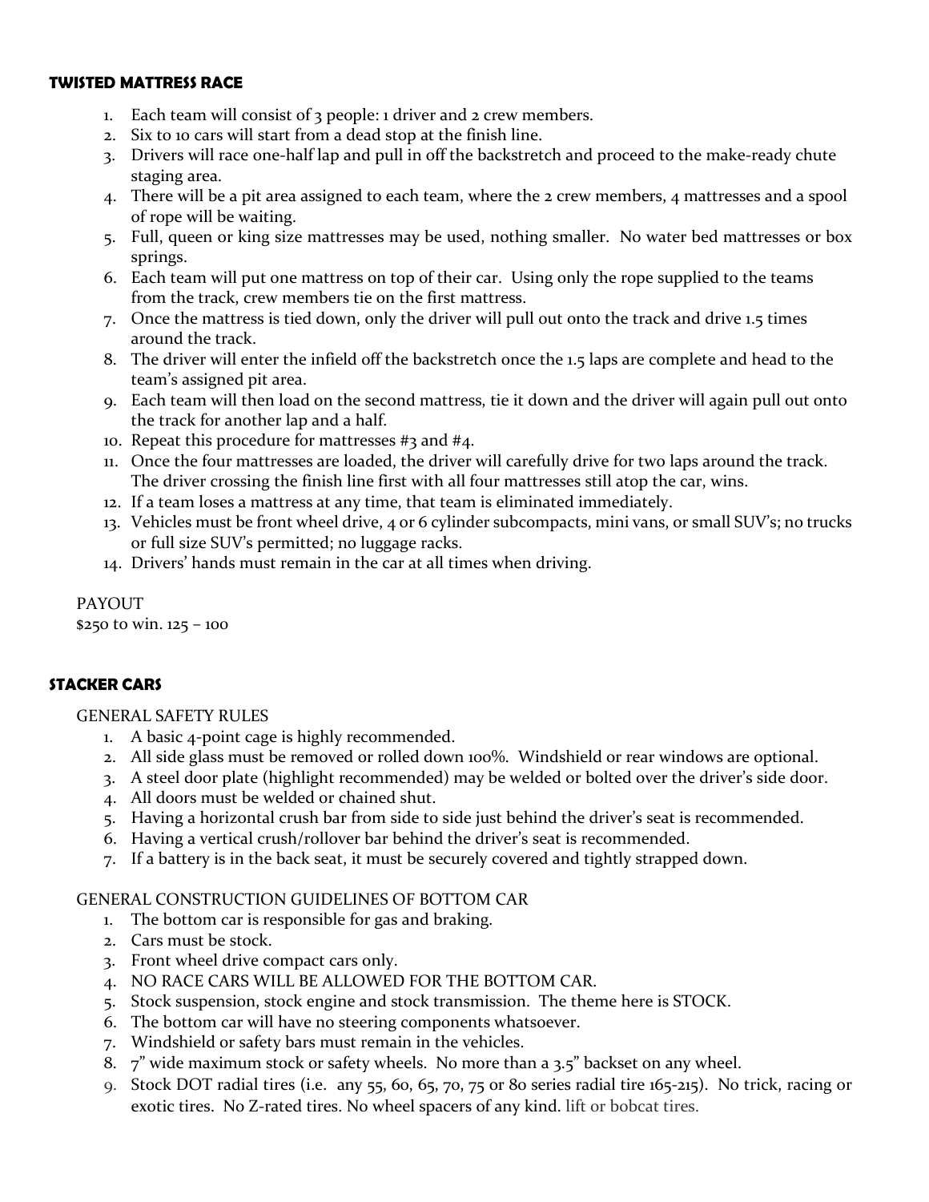## TWISTED MATTRESS RACE

1. Each team will consist of 3 people: 1 driver and 2 crew members.
2. Six to 10 cars will start from a dead stop at the finish line.
3. Drivers will race one-half lap and pull in off the backstretch and proceed to the make-ready chute staging area.
4. There will be a pit area assigned to each team, where the 2 crew members, 4 mattresses and a spool of rope will be waiting.
5. Full, queen or king size mattresses may be used, nothing smaller. No water bed mattresses or box springs.
6. Each team will put one mattress on top of their car. Using only the rope supplied to the teams from the track, crew members tie on the first mattress.
7. Once the mattress is tied down, only the driver will pull out onto the track and drive 1.5 times around the track.
8. The driver will enter the infield off the backstretch once the 1.5 laps are complete and head to the team's assigned pit area.
9. Each team will then load on the second mattress, tie it down and the driver will again pull out onto the track for another lap and a half.
10. Repeat this procedure for mattresses #3 and #4.
11. Once the four mattresses are loaded, the driver will carefully drive for two laps around the track. The driver crossing the finish line first with all four mattresses still atop the car, wins.
12. If a team loses a mattress at any time, that team is eliminated immediately.
13. Vehicles must be front wheel drive, 4 or 6 cylinder subcompacts, mini vans, or small SUV's; no trucks or full size SUV's permitted; no luggage racks.
14. Drivers' hands must remain in the car at all times when driving.

PAYOUT
$250 to win. 125 – 100

## STACKER CARS

GENERAL SAFETY RULES

1. A basic 4-point cage is highly recommended.
2. All side glass must be removed or rolled down 100%. Windshield or rear windows are optional.
3. A steel door plate (highlight recommended) may be welded or bolted over the driver's side door.
4. All doors must be welded or chained shut.
5. Having a horizontal crush bar from side to side just behind the driver's seat is recommended.
6. Having a vertical crush/rollover bar behind the driver's seat is recommended.
7. If a battery is in the back seat, it must be securely covered and tightly strapped down.

GENERAL CONSTRUCTION GUIDELINES OF BOTTOM CAR

1. The bottom car is responsible for gas and braking.
2. Cars must be stock.
3. Front wheel drive compact cars only.
4. NO RACE CARS WILL BE ALLOWED FOR THE BOTTOM CAR.
5. Stock suspension, stock engine and stock transmission. The theme here is STOCK.
6. The bottom car will have no steering components whatsoever.
7. Windshield or safety bars must remain in the vehicles.
8. 7" wide maximum stock or safety wheels. No more than a 3.5" backset on any wheel.
9. Stock DOT radial tires (i.e. any 55, 60, 65, 70, 75 or 80 series radial tire 165-215). No trick, racing or exotic tires. No Z-rated tires. No wheel spacers of any kind. lift or bobcat tires.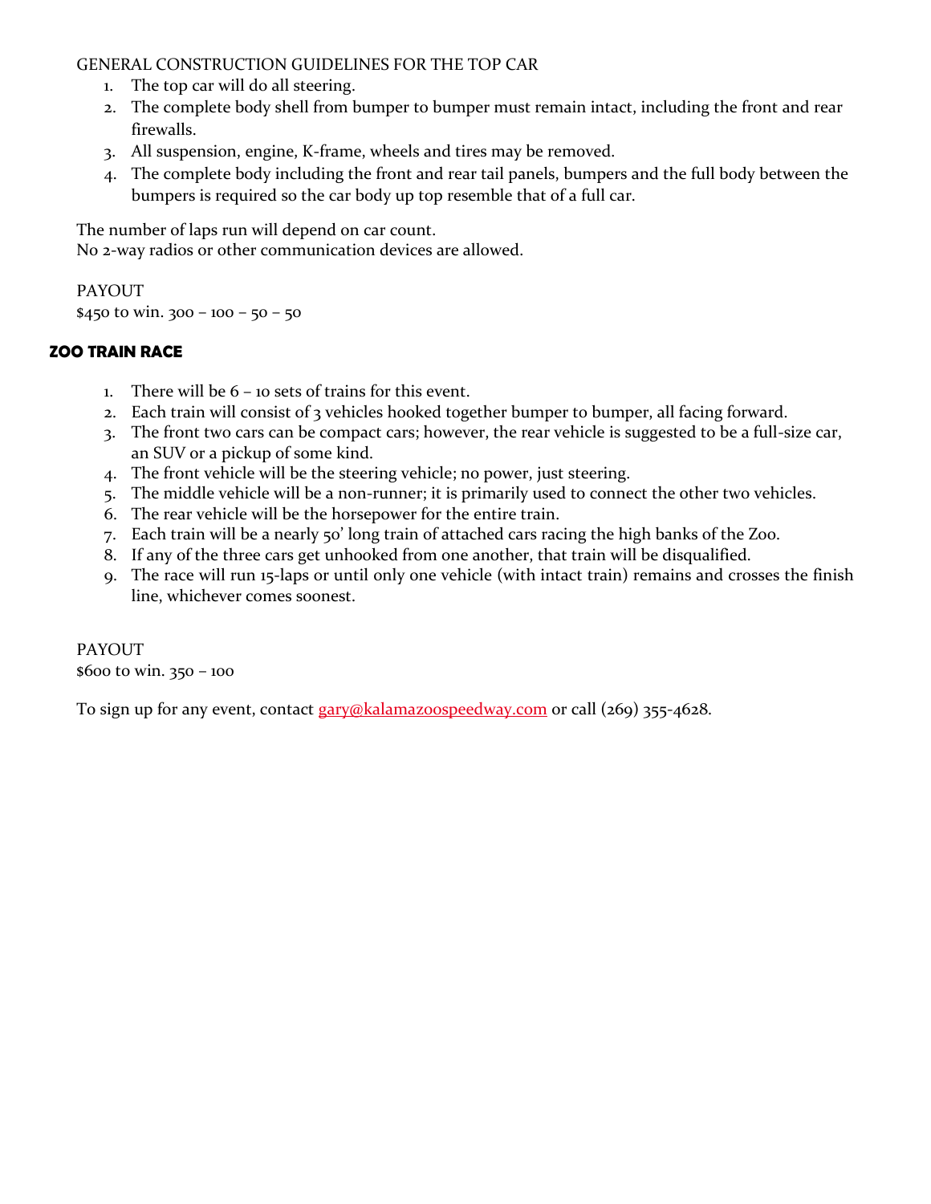GENERAL CONSTRUCTION GUIDELINES FOR THE TOP CAR

1. The top car will do all steering.
2. The complete body shell from bumper to bumper must remain intact, including the front and rear firewalls.
3. All suspension, engine, K-frame, wheels and tires may be removed.
4. The complete body including the front and rear tail panels, bumpers and the full body between the bumpers is required so the car body up top resemble that of a full car.

The number of laps run will depend on car count.
No 2-way radios or other communication devices are allowed.

PAYOUT
$450 to win. 300 – 100 – 50 – 50

## ZOO TRAIN RACE

1. There will be 6 – 10 sets of trains for this event.
2. Each train will consist of 3 vehicles hooked together bumper to bumper, all facing forward.
3. The front two cars can be compact cars; however, the rear vehicle is suggested to be a full-size car, an SUV or a pickup of some kind.
4. The front vehicle will be the steering vehicle; no power, just steering.
5. The middle vehicle will be a non-runner; it is primarily used to connect the other two vehicles.
6. The rear vehicle will be the horsepower for the entire train.
7. Each train will be a nearly 50' long train of attached cars racing the high banks of the Zoo.
8. If any of the three cars get unhooked from one another, that train will be disqualified.
9. The race will run 15-laps or until only one vehicle (with intact train) remains and crosses the finish line, whichever comes soonest.

PAYOUT
$600 to win. 350 – 100

To sign up for any event, contact gary@kalamazoospeedway.com or call (269) 355-4628.